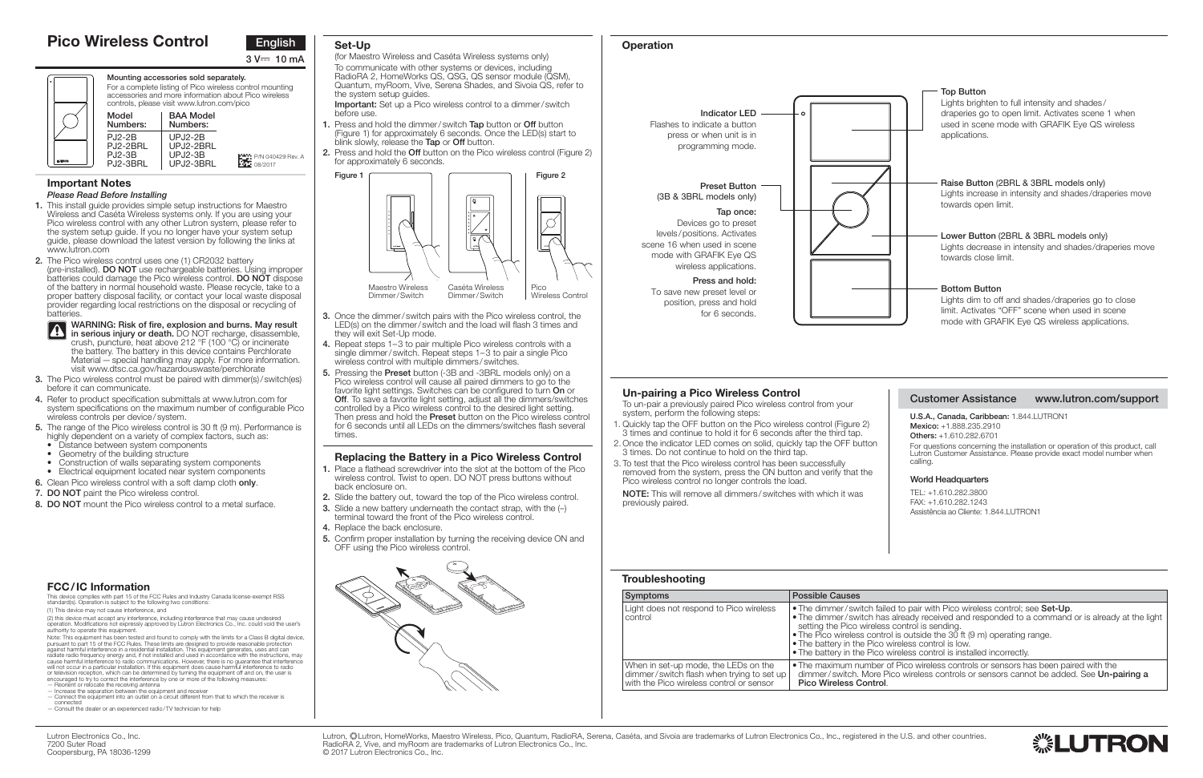# Pico Wireless Control

English

3 V⎓ 10 mA

**Mounting accessories sold separately.**
For a complete listing of Pico wireless control mounting accessories and more information about Pico wireless controls, please visit www.lutron.com/pico

| Model Numbers: | BAA Model Numbers: |
|---|---|
| PJ2-2B | UPJ2-2B |
| PJ2-2BRL | UPJ2-2BRL |
| PJ2-3B | UPJ2-3B |
| PJ2-3BRL | UPJ2-3BRL |

P/N 040429 Rev. A 08/2017

## Important Notes

*Please Read Before Installing*

1. This install guide provides simple setup instructions for Maestro Wireless and Caséta Wireless systems only. If you are using your Pico wireless control with any other Lutron system, please refer to the system setup guide. If you no longer have your system setup guide, please download the latest version by following the links at www.lutron.com
2. The Pico wireless control uses one (1) CR2032 battery (pre-installed). **DO NOT** use rechargeable batteries. Using improper batteries could damage the Pico wireless control. **DO NOT** dispose of the battery in normal household waste. Please recycle, take to a proper battery disposal facility, or contact your local waste disposal provider regarding local restrictions on the disposal or recycling of batteries.

   **WARNING: Risk of fire, explosion and burns. May result in serious injury or death.** DO NOT recharge, disassemble, crush, puncture, heat above 212 °F (100 °C) or incinerate the battery. The battery in this device contains Perchlorate Material — special handling may apply. For more information. visit www.dtsc.ca.gov/hazardouswaste/perchlorate
3. The Pico wireless control must be paired with dimmer(s)/switch(es) before it can communicate.
4. Refer to product specification submittals at www.lutron.com for system specifications on the maximum number of configurable Pico wireless controls per device/system.
5. The range of the Pico wireless control is 30 ft (9 m). Performance is highly dependent on a variety of complex factors, such as:
   - Distance between system components
   - Geometry of the building structure
   - Construction of walls separating system components
   - Electrical equipment located near system components
6. Clean Pico wireless control with a soft damp cloth **only**.
7. **DO NOT** paint the Pico wireless control.
8. **DO NOT** mount the Pico wireless control to a metal surface.

## FCC/IC Information

This device complies with part 15 of the FCC Rules and Industry Canada license-exempt RSS standard(s). Operation is subject to the following two conditions:
(1) This device may not cause interference, and
(2) this device must accept any interference, including interference that may cause undesired operation. Modifications not expressly approved by Lutron Electronics Co., Inc. could void the user's authority to operate this equipment.
Note: This equipment has been tested and found to comply with the limits for a Class B digital device, pursuant to part 15 of the FCC Rules. These limits are designed to provide reasonable protection against harmful interference in a residential installation. This equipment generates, uses and can radiate radio frequency energy and, if not installed and used in accordance with the instructions, may cause harmful interference to radio communications. However, there is no guarantee that interference will not occur in a particular installation. If this equipment does cause harmful interference to radio or television reception, which can be determined by turning the equipment off and on, the user is encouraged to try to correct the interference by one or more of the following measures:
— Reorient or relocate the receiving antenna
— Increase the separation between the equipment and receiver
— Connect the equipment into an outlet on a circuit different from that to which the receiver is connected
— Consult the dealer or an experienced radio/TV technician for help

## Set-Up

(for Maestro Wireless and Caséta Wireless systems only)

To communicate with other systems or devices, including RadioRA 2, HomeWorks QS, QSG, QS sensor module (QSM), Quantum, myRoom, Vive, Serena Shades, and Sivoia QS, refer to the system setup guides.

**Important:** Set up a Pico wireless control to a dimmer/switch before use.

1. Press and hold the dimmer/switch **Tap** button or **Off** button (Figure 1) for approximately 6 seconds. Once the LED(s) start to blink slowly, release the **Tap** or **Off** button.
2. Press and hold the **Off** button on the Pico wireless control (Figure 2) for approximately 6 seconds.

Figure 1: Maestro Wireless Dimmer/Switch; Caséta Wireless Dimmer/Switch

Figure 2: Pico Wireless Control

3. Once the dimmer/switch pairs with the Pico wireless control, the LED(s) on the dimmer/switch and the load will flash 3 times and they will exit Set-Up mode.
4. Repeat steps 1–3 to pair multiple Pico wireless controls with a single dimmer/switch. Repeat steps 1–3 to pair a single Pico wireless control with multiple dimmers/switches.
5. Pressing the **Preset** button (-3B and -3BRL models only) on a Pico wireless control will cause all paired dimmers to go to the favorite light settings. Switches can be configured to turn **On** or **Off**. To save a favorite light setting, adjust all the dimmers/switches controlled by a Pico wireless control to the desired light setting. Then press and hold the **Preset** button on the Pico wireless control for 6 seconds until all LEDs on the dimmers/switches flash several times.

## Replacing the Battery in a Pico Wireless Control

1. Place a flathead screwdriver into the slot at the bottom of the Pico wireless control. Twist to open. DO NOT press buttons without back enclosure on.
2. Slide the battery out, toward the top of the Pico wireless control.
3. Slide a new battery underneath the contact strap, with the (–) terminal toward the front of the Pico wireless control.
4. Replace the back enclosure.
5. Confirm proper installation by turning the receiving device ON and OFF using the Pico wireless control.

## Operation

**Indicator LED**
Flashes to indicate a button press or when unit is in programming mode.

**Preset Button** (3B & 3BRL models only)

**Tap once:**
Devices go to preset levels/positions. Activates scene 16 when used in scene mode with GRAFIK Eye QS wireless applications.

**Press and hold:**
To save new preset level or position, press and hold for 6 seconds.

**Top Button**
Lights brighten to full intensity and shades/draperies go to open limit. Activates scene 1 when used in scene mode with GRAFIK Eye QS wireless applications.

**Raise Button** (2BRL & 3BRL models only)
Lights increase in intensity and shades/draperies move towards open limit.

**Lower Button** (2BRL & 3BRL models only)
Lights decrease in intensity and shades/draperies move towards close limit.

**Bottom Button**
Lights dim to off and shades/draperies go to close limit. Activates "OFF" scene when used in scene mode with GRAFIK Eye QS wireless applications.

## Un-pairing a Pico Wireless Control

To un-pair a previously paired Pico wireless control from your system, perform the following steps:

1. Quickly tap the OFF button on the Pico wireless control (Figure 2) 3 times and continue to hold it for 6 seconds after the third tap.
2. Once the indicator LED comes on solid, quickly tap the OFF button 3 times. Do not continue to hold on the third tap.
3. To test that the Pico wireless control has been successfully removed from the system, press the ON button and verify that the Pico wireless control no longer controls the load.

**NOTE:** This will remove all dimmers/switches with which it was previously paired.

## Customer Assistance www.lutron.com/support

**U.S.A., Canada, Caribbean:** 1.844.LUTRON1
**Mexico:** +1.888.235.2910
**Others:** +1.610.282.6701

For questions concerning the installation or operation of this product, call Lutron Customer Assistance. Please provide exact model number when calling.

### World Headquarters

TEL: +1.610.282.3800
FAX: +1.610.282.1243
Assistência ao Cliente: 1.844.LUTRON1

## Troubleshooting

| Symptoms | Possible Causes |
|---|---|
| Light does not respond to Pico wireless control | • The dimmer/switch failed to pair with Pico wireless control; see **Set-Up**. • The dimmer/switch has already received and responded to a command or is already at the light setting the Pico wireless control is sending. • The Pico wireless control is outside the 30 ft (9 m) operating range. • The battery in the Pico wireless control is low. • The battery in the Pico wireless control is installed incorrectly. |
| When in set-up mode, the LEDs on the dimmer/switch flash when trying to set up with the Pico wireless control or sensor | • The maximum number of Pico wireless controls or sensors has been paired with the dimmer/switch. More Pico wireless controls or sensors cannot be added. See **Un-pairing a Pico Wireless Control**. |

Lutron Electronics Co., Inc.
7200 Suter Road
Coopersburg, PA 18036-1299

Lutron, Lutron, HomeWorks, Maestro Wireless, Pico, Quantum, RadioRA, Serena, Caséta, and Sivoia are trademarks of Lutron Electronics Co., Inc., registered in the U.S. and other countries.
RadioRA 2, Vive, and myRoom are trademarks of Lutron Electronics Co., Inc.
© 2017 Lutron Electronics Co., Inc.

LUTRON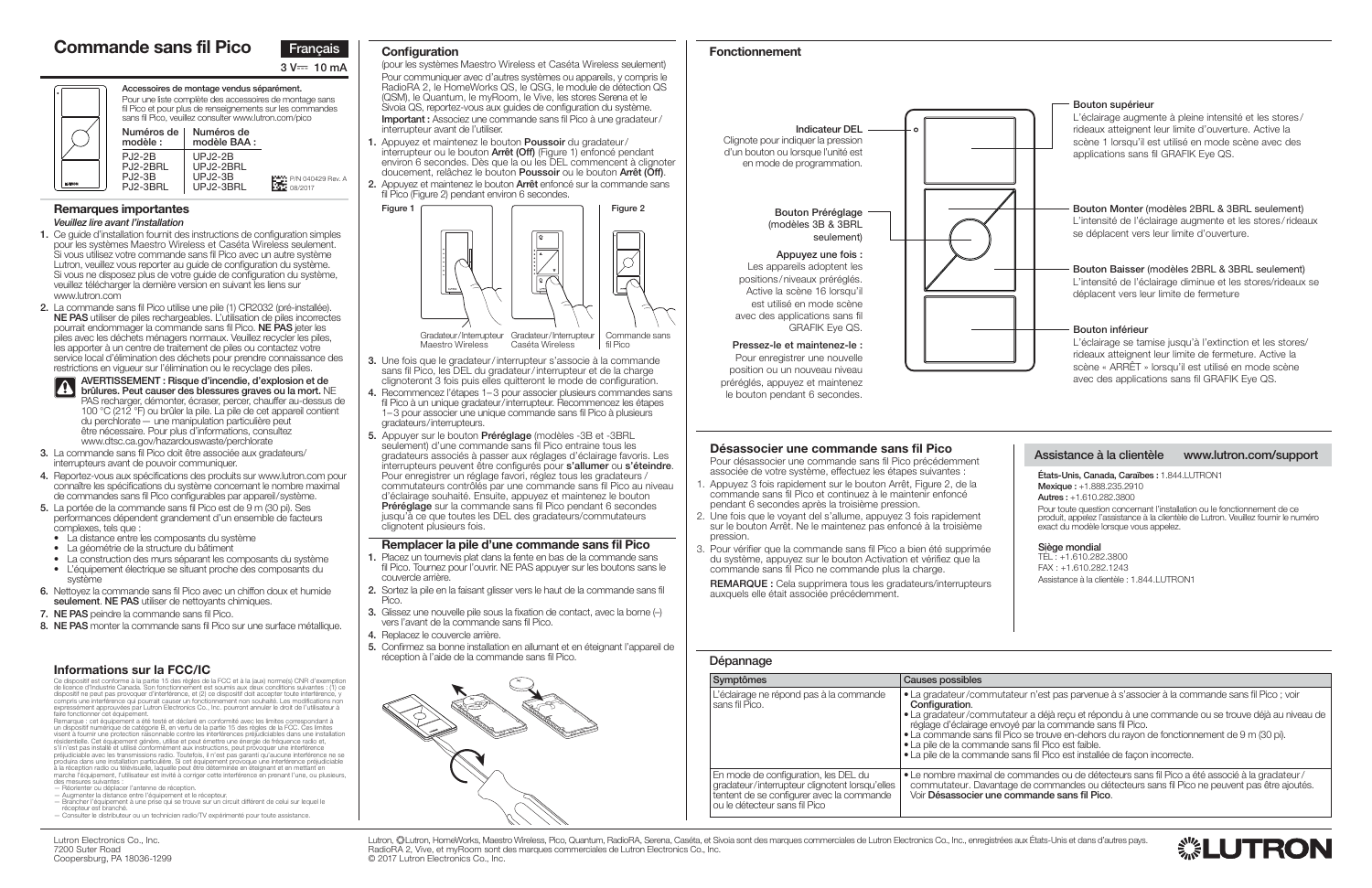# Commande sans fil Pico

Français

3 V⎓ 10 mA

**Accessoires de montage vendus séparément.**
Pour une liste complète des accessoires de montage sans fil Pico et pour plus de renseignements sur les commandes sans fil Pico, veuillez consulter www.lutron.com/pico

| Numéros de modèle : | Numéros de modèle BAA : |
|---|---|
| PJ2-2B | UPJ2-2B |
| PJ2-2BRL | UPJ2-2BRL |
| PJ2-3B | UPJ2-3B |
| PJ2-3BRL | UPJ2-3BRL |

P/N 040429 Rev. A 08/2017

## Remarques importantes

*Veuillez lire avant l'installation*

1. Ce guide d'installation fournit des instructions de configuration simples pour les systèmes Maestro Wireless et Caséta Wireless seulement. Si vous utilisez votre commande sans fil Pico avec un autre système Lutron, veuillez vous reporter au guide de configuration du système. Si vous ne disposez plus de votre guide de configuration du système, veuillez télécharger la dernière version en suivant les liens sur www.lutron.com
2. La commande sans fil Pico utilise une pile (1) CR2032 (pré-installée). **NE PAS** utiliser de piles rechargeables. L'utilisation de piles incorrectes pourrait endommager la commande sans fil Pico. **NE PAS** jeter les piles avec les déchets ménagers normaux. Veuillez recycler les piles, les apporter à un centre de traitement de piles ou contactez votre service local d'élimination des déchets pour prendre connaissance des restrictions en vigueur sur l'élimination ou le recyclage des piles.

   **AVERTISSEMENT : Risque d'incendie, d'explosion et de brûlures. Peut causer des blessures graves ou la mort.** NE PAS recharger, démonter, écraser, percer, chauffer au-dessus de 100 °C (212 °F) ou brûler la pile. La pile de cet appareil contient du perchlorate — une manipulation particulière peut être nécessaire. Pour plus d'informations, consultez www.dtsc.ca.gov/hazardouswaste/perchlorate
3. La commande sans fil Pico doit être associée aux gradateurs/interrupteurs avant de pouvoir communiquer.
4. Reportez-vous aux spécifications des produits sur www.lutron.com pour connaître les spécifications du système concernant le nombre maximal de commandes sans fil Pico configurables par appareil/système.
5. La portée de la commande sans fil Pico est de 9 m (30 pi). Ses performances dépendent grandement d'un ensemble de facteurs complexes, tels que :
   - La distance entre les composants du système
   - La géométrie de la structure du bâtiment
   - La construction des murs séparant les composants du système
   - L'équipement électrique se situant proche des composants du système
6. Nettoyez la commande sans fil Pico avec un chiffon doux et humide **seulement**. **NE PAS** utiliser de nettoyants chimiques.
7. **NE PAS** peindre la commande sans fil Pico.
8. **NE PAS** monter la commande sans fil Pico sur une surface métallique.

## Informations sur la FCC/IC

Ce dispositif est conforme à la partie 15 des règles de la FCC et à la (aux) norme(s) CNR d'exemption de licence d'Industrie Canada. Son fonctionnement est soumis aux deux conditions suivantes : (1) ce dispositif ne peut pas provoquer d'interférence, et (2) ce dispositif doit accepter toute interférence, y compris une interférence qui pourrait causer un fonctionnement non souhaité. Les modifications non expressément approuvées par Lutron Electronics Co., Inc. pourront annuler le droit de l'utilisateur à faire fonctionner cet équipement.

Remarque : cet équipement a été testé et déclaré en conformité avec les limites correspondant à un dispositif numérique de catégorie B, en vertu de la partie 15 des règles de la FCC. Ces limites visent à fournir une protection raisonnable contre les interférences préjudiciables dans une installation résidentielle. Cet équipement génère, utilise et peut émettre une énergie de fréquence radio et, s'il n'est pas installé et utilisé conformément aux instructions, peut provoquer une interférence préjudiciable avec les transmissions radio. Toutefois, il n'est pas garanti qu'aucune interférence ne se produira dans une installation particulière. Si cet équipement provoque une interférence préjudiciable à la réception radio ou télévisuelle, laquelle peut être déterminée en éteignant et en mettant en marche l'équipement, l'utilisateur est invité à corriger cette interférence en prenant l'une, ou plusieurs, des mesures suivantes :
— Réorienter ou déplacer l'antenne de réception.
— Augmenter la distance entre l'équipement et le récepteur.
— Brancher l'équipement à une prise qui se trouve sur un circuit différent de celui sur lequel le récepteur est branché.
— Consulter le distributeur ou un technicien radio/TV expérimenté pour toute assistance.

## Configuration

(pour les systèmes Maestro Wireless et Caséta Wireless seulement)

Pour communiquer avec d'autres systèmes ou appareils, y compris le RadioRA 2, le HomeWorks QS, le QSG, le module de détection QS (QSM), le Quantum, le myRoom, le Vive, les stores Serena et le Sivoia QS, reportez-vous aux guides de configuration du système.

**Important :** Associez une commande sans fil Pico à une gradateur/interrupteur avant de l'utiliser.

1. Appuyez et maintenez le bouton **Poussoir** du gradateur/interrupteur ou le bouton **Arrêt (Off)** (Figure 1) enfoncé pendant environ 6 secondes. Dès que la ou les DEL commencent à clignoter doucement, relâchez le bouton **Poussoir** ou le bouton **Arrêt (Off)**.
2. Appuyez et maintenez le bouton **Arrêt** enfoncé sur la commande sans fil Pico (Figure 2) pendant environ 6 secondes.

Figure 1 — Gradateur/Interrupteur Maestro Wireless; Gradateur/Interrupteur Caséta Wireless

Figure 2 — Commande sans fil Pico

3. Une fois que le gradateur/interrupteur s'associe à la commande sans fil Pico, les DEL du gradateur/interrupteur et de la charge clignoteront 3 fois puis elles quitteront le mode de configuration.
4. Recommencez l'étapes 1–3 pour associer plusieurs commandes sans fil Pico à un unique gradateur/interrupteur. Recommencez les étapes 1–3 pour associer une unique commande sans fil Pico à plusieurs gradateurs/interrupteurs.
5. Appuyer sur le bouton **Préréglage** (modèles -3B et -3BRL seulement) d'une commande sans fil Pico entraîne tous les gradateurs associés à passer aux réglages d'éclairage favoris. Les interrupteurs peuvent être configurés pour **s'allumer** ou **s'éteindre**. Pour enregistrer un réglage favori, réglez tous les gradateurs/commutateurs contrôlés par une commande sans fil Pico au niveau d'éclairage souhaité. Ensuite, appuyez et maintenez le bouton **Préréglage** sur la commande sans fil Pico pendant 6 secondes jusqu'à ce que toutes les DEL des gradateurs/commutateurs clignotent plusieurs fois.

## Remplacer la pile d'une commande sans fil Pico

1. Placez un tournevis plat dans la fente en bas de la commande sans fil Pico. Tournez pour l'ouvrir. NE PAS appuyer sur les boutons sans le couvercle arrière.
2. Sortez la pile en la faisant glisser vers le haut de la commande sans fil Pico.
3. Glissez une nouvelle pile sous la fixation de contact, avec la borne (–) vers l'avant de la commande sans fil Pico.
4. Replacez le couvercle arrière.
5. Confirmez sa bonne installation en allumant et en éteignant l'appareil de réception à l'aide de la commande sans fil Pico.

## Fonctionnement

**Indicateur DEL**
Clignote pour indiquer la pression d'un bouton ou lorsque l'unité est en mode de programmation.

**Bouton Préréglage** (modèles 3B & 3BRL seulement)

**Appuyez une fois :**
Les appareils adoptent les positions/niveaux préréglés. Active la scène 16 lorsqu'il est utilisé en mode scène avec des applications sans fil GRAFIK Eye QS.

**Pressez-le et maintenez-le :**
Pour enregistrer une nouvelle position ou un nouveau niveau préréglés, appuyez et maintenez le bouton pendant 6 secondes.

**Bouton supérieur**
L'éclairage augmente à pleine intensité et les stores/rideaux atteignent leur limite d'ouverture. Active la scène 1 lorsqu'il est utilisé en mode scène avec des applications sans fil GRAFIK Eye QS.

**Bouton Monter** (modèles 2BRL & 3BRL seulement)
L'intensité de l'éclairage augmente et les stores/rideaux se déplacent vers leur limite d'ouverture.

**Bouton Baisser** (modèles 2BRL & 3BRL seulement)
L'intensité de l'éclairage diminue et les stores/rideaux se déplacent vers leur limite de fermeture

**Bouton inférieur**
L'éclairage se tamise jusqu'à l'extinction et les stores/rideaux atteignent leur limite de fermeture. Active la scène « ARRÊT » lorsqu'il est utilisé en mode scène avec des applications sans fil GRAFIK Eye QS.

## Désassocier une commande sans fil Pico

Pour désassocier une commande sans fil Pico précédemment associée de votre système, effectuez les étapes suivantes :

1. Appuyez 3 fois rapidement sur le bouton Arrêt, Figure 2, de la commande sans fil Pico et continuez à le maintenir enfoncé pendant 6 secondes après la troisième pression.
2. Une fois que le voyant del s'allume, appuyez 3 fois rapidement sur le bouton Arrêt. Ne le maintenez pas enfoncé à la troisième pression.
3. Pour vérifier que la commande sans fil Pico a bien été supprimée du système, appuyez sur le bouton Activation et vérifiez que la commande sans fil Pico ne commande plus la charge.

**REMARQUE :** Cela supprimera tous les gradateurs/interrupteurs auxquels elle était associée précédemment.

## Assistance à la clientèle www.lutron.com/support

**États-Unis, Canada, Caraïbes :** 1.844.LUTRON1
**Mexique :** +1.888.235.2910
**Autres :** +1.610.282.3800

Pour toute question concernant l'installation ou le fonctionnement de ce produit, appelez l'assistance à la clientèle de Lutron. Veuillez fournir le numéro exact du modèle lorsque vous appelez.

**Siège mondial**
TÉL : +1.610.282.3800
FAX : +1.610.282.1243
Assistance à la clientèle : 1.844.LUTRON1

## Dépannage

| Symptômes | Causes possibles |
|---|---|
| L'éclairage ne répond pas à la commande sans fil Pico. | • La gradateur/commutateur n'est pas parvenue à s'associer à la commande sans fil Pico ; voir **Configuration**. • La gradateur/commutateur a déjà reçu et répondu à une commande ou se trouve déjà au niveau de réglage d'éclairage envoyé par la commande sans fil Pico. • La commande sans fil Pico se trouve en-dehors du rayon de fonctionnement de 9 m (30 pi). • La pile de la commande sans fil Pico est faible. • La pile de la commande sans fil Pico est installée de façon incorrecte. |
| En mode de configuration, les DEL du gradateur/interrupteur clignotent lorsqu'elles tentent de se configurer avec la commande ou le détecteur sans fil Pico | • Le nombre maximal de commandes ou de détecteurs sans fil Pico a été associé à la gradateur/commutateur. Davantage de commandes ou détecteurs sans fil Pico ne peuvent pas être ajoutés. Voir **Désassocier une commande sans fil Pico**. |

Lutron Electronics Co., Inc.
7200 Suter Road
Coopersburg, PA 18036-1299

Lutron, Lutron, HomeWorks, Maestro Wireless, Pico, Quantum, RadioRA, Serena, Caséta, et Sivoia sont des marques commerciales de Lutron Electronics Co., Inc., enregistrées aux États-Unis et dans d'autres pays. RadioRA 2, Vive, et myRoom sont des marques commerciales de Lutron Electronics Co., Inc.
© 2017 Lutron Electronics Co., Inc.

LUTRON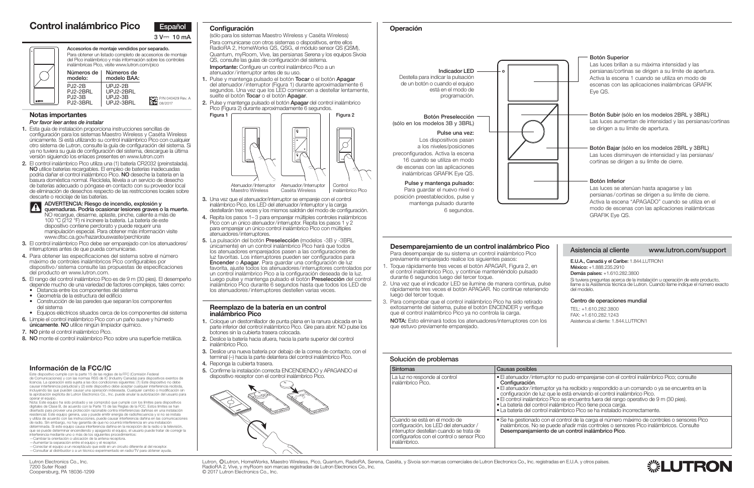# Control inalámbrico Pico

Español

3 V⎓ 10 mA

**Accesorios de montaje vendidos por separado.**
Para obtener un listado completo de accesorios de montaje del Pico inalámbrico y más información sobre los controles inalámbricas Pico, visite www.lutron.com/pico

| Números de modelo: | Números de modelo BAA: |
|---|---|
| PJ2-2B | UPJ2-2B |
| PJ2-2BRL | UPJ2-2BRL |
| PJ2-3B | UPJ2-3B |
| PJ2-3BRL | UPJ2-3BRL |

P/N 040429 Rev. A 08/2017

## Notas importantes

*Por favor leer antes de instalar*

1. Esta guía de instalación proporciona instrucciones sencillas de configuración para los sistemas Maestro Wireless y Caséta Wireless únicamente. Si está utilizando su control inalámbrico Pico con cualquier otro sistema de Lutron, consulte la guía de configuración del sistema. Si ya no tuviera su guía de configuración del sistema, descargue la última versión siguiendo los enlaces presentes en www.lutron.com
2. El control inalámbrico Pico utiliza una (1) batería CR2032 (preinstalada). **NO** utilice baterías recargables. El empleo de baterías inadecuadas podría dañar el control inalámbrico Pico. **NO** deseche la batería en la basura doméstica normal. Recíclela, llévela a un servicio de desecho de baterías adecuado o póngase en contacto con su proveedor local de eliminación de desechos respecto de las restricciones locales sobre descarte o reciclaje de las baterías.

   **ADVERTENCIA: Riesgo de incendio, explosión y quemaduras. Podría ocasionar lesiones graves o la muerte.** NO recargue, desarme, aplaste, pinche, caliente a más de 100 °C (212 °F) ni incinere la batería. La batería de este dispositivo contiene perclorato y puede requerir una manipulación especial. Para obtener más información visite www.dtsc.ca.gov/hazardouswaste/perchlorate
3. El control inalámbrico Pico debe ser emparejado con los atenuadores/interruptores antes de que pueda comunicarse.
4. Para obtener las especificaciones del sistema sobre el número máximo de controles inalámbricos Pico configurables por dispositivo/sistema consulte las propuestas de especificaciones del producto en www.lutron.com.
5. El rango del control inalámbrico Pico es de 9 m (30 pies). El desempeño depende mucho de una variedad de factores complejos, tales como:
   - Distancia entre los componentes del sistema
   - Geometría de la estructura del edificio
   - Construcción de las paredes que separan los componentes del sistema
   - Equipos eléctricos situados cerca de los componentes del sistema
6. Limpie el control inalámbrico Pico con un paño suave y húmedo **únicamente**. **NO** utilice ningún limpiador químico.
7. **NO** pinte el control inalámbrico Pico.
8. **NO** monte el control inalámbrico Pico sobre una superficie metálica.

## Información de la FCC/IC

Este dispositivo cumple con la parte 15 de las reglas de la FFC (Comisión Federal de Comunicaciones) y con las normas RSS de IC (Industry Canada) para dispositivos exentos de licencia. La operación está sujeta a las dos condiciones siguientes: (1) Este dispositivo no debe causar interferencia perjudicial y (2) este dispositivo debe aceptar cualquier interferencia recibida, incluyendo las que puedan causar una operación indeseada. Cualquier cambio o modificación sin la aprobación explícita de Lutron Electronics Co., Inc. puede anular la autorización del usuario para operar el equipo.
Nota: Este equipo ha sido probado y se comprobó que cumple con los límites para dispositivos digitales de Clase B, de acuerdo con la Parte 15 de las Reglas de la FCC. Estos límites se han diseñado para proveer una protección razonable contra interferencias dañinas en una instalación residencial. Este equipo genera, usa y puede emitir energía de radiofrecuencia y si no se instala y utiliza de acuerdo con las instrucciones, puede causar interferencia dañina en las comunicaciones de radio. Sin embargo, no hay garantía de que no ocurrirá interferencia en una instalación determinada. Si este equipo causa interferencia dañina en la recepción de la radio o la televisión, que se puede determinar encendiendo y apagando el equipo, el usuario puede tratar de corregir la interferencia mediante uno o más de los siguientes procedimientos:
—Cambiar la orientación o ubicación de la antena receptora.
—Aumentar la separación entre el equipo y el receptor.
—Conectar el equipo a un receptáculo que esté en un circuito diferente al del receptor.
—Consultar al distribuidor o a un técnico experimentado en radio/TV para obtener ayuda.

Lutron Electronics Co., Inc.
7200 Suter Road
Coopersburg, PA 18036-1299

## Configuración

(sólo para los sistemas Maestro Wireless y Caséta Wireless)
Para comunicarse con otros sistemas o dispositivos, entre ellos RadioRA 2, HomeWorks QS, QSG, el módulo sensor QS (QSM), Quantum, myRoom, Vive, las persianas Serena y los equipos Sivoia QS, consulte las guías de configuración del sistema.
**Importante:** Configure un control inalámbrico Pico a un atenuador/interruptor antes de su uso.

1. Pulse y mantenga pulsado el botón **Tocar** o el botón **Apagar** del atenuador/interruptor (Figura 1) durante aproximadamente 6 segundos. Una vez que los LED comiencen a destellar lentamente, suelte el botón **Tocar** o el botón **Apagar**.
2. Pulse y mantenga pulsado el botón **Apagar** del control inalámbrico Pico (Figura 2) durante aproximadamente 6 segundos.

Figura 1 — Atenuador/Interruptor Maestro Wireless; Atenuador/Interruptor Caséta Wireless
Figura 2 — Control inalámbrico Pico

3. Una vez que el atenuador/interruptor se empareje con el control inalámbrico Pico, los LED del atenuador/interruptor y la carga destellarán tres veces y los mismos saldrán del modo de configuración.
4. Repita los pasos 1–3 para emparejar múltiples controles inalámbricos Pico con un único atenuador/interruptor. Repita los pasos 1 y 2 para emparejar un único control inalámbrico Pico con múltiples atenuadores/interruptores.
5. La pulsación del botón **Preselección** (modelos -3B y -3BRL únicamente) en un control inalámbrico Pico hará que todos los atenuadores emparejados pasen a las configuraciones de luz favoritas. Los interruptores pueden ser configurados para **Encender** o **Apagar**. Para guardar una configuración de luz favorita, ajuste todos los atenuadores/interruptores controlados por un control inalámbrico Pico a la configuración deseada de la luz. Luego pulse y mantenga pulsado el botón **Preselección** del control inalámbrico Pico durante 6 segundos hasta que todos los LED de los atenuadores/interruptores destellen varias veces.

## Reemplazo de la batería en un control inalámbrico Pico

1. Coloque un destornillador de punta plana en la ranura ubicada en la parte inferior del control inalámbrico Pico. Gire para abrir. NO pulse los botones sin la cubierta trasera colocada.
2. Deslice la batería hacia afuera, hacia la parte superior del control inalámbrico Pico.
3. Deslice una nueva batería por debajo de la correa de contacto, con el terminal (–) hacia la parte delantera del control inalámbrico Pico.
4. Reponga la cubierta trasera.
5. Confirme la instalación correcta ENCENDIENDO y APAGANDO el dispositivo receptor con el control inalámbrico Pico.

## Operación

**Indicador LED**
Destella para indicar la pulsación de un botón o cuando el equipo está en el modo de programación.

**Botón Preselección** (sólo en los modelos 3B y 3BRL)

**Pulse una vez:**
Los dispositivos pasan a los niveles/posiciones preconfigurados. Activa la escena 16 cuando se utiliza en modo de escenas con las aplicaciones inalámbricas GRAFIK Eye QS.

**Pulse y mantenga pulsado:**
Para guardar el nuevo nivel o posición preestablecidos, pulse y mantenga pulsado durante 6 segundos.

**Botón Superior**
Las luces brillan a su máxima intensidad y las persianas/cortinas se dirigen a su límite de apertura. Activa la escena 1 cuando se utiliza en modo de escenas con las aplicaciones inalámbricas GRAFIK Eye QS.

**Botón Subir** (sólo en los modelos 2BRL y 3BRL)
Las luces aumentan de intensidad y las persianas/cortinas se dirigen a su límite de apertura.

**Botón Bajar** (sólo en los modelos 2BRL y 3BRL)
Las luces disminuyen de intensidad y las persianas/cortinas se dirigen a su límite de cierre.

**Botón Inferior**
Las luces se atenúan hasta apagarse y las persianas/cortinas se dirigen a su límite de cierre. Activa la escena "APAGADO" cuando se utiliza en el modo de escenas con las aplicaciones inalámbricas GRAFIK Eye QS.

## Desemparejamiento de un control inalámbrico Pico

Para desemparejar de su sistema un control inalámbrico Pico previamente emparejado realice los siguientes pasos:

1. Toque rápidamente tres veces el botón APAGAR, Figura 2, en el control inalámbrico Pico, y continúe manteniéndolo pulsado durante 6 segundos luego del tercer toque.
2. Una vez que el indicador LED se ilumine de manera continua, pulse rápidamente tres veces el botón APAGAR. No continúe reteniendo luego del tercer toque.
3. Para comprobar que el control inalámbrico Pico ha sido retirado exitosamente del sistema, pulse el botón ENCENDER y verifique que el control inalámbrico Pico ya no controla la carga.

**NOTA:** Esto eliminará todos los atenuadores/interruptores con los que estuvo previamente emparejado.

## Asistencia al cliente — www.lutron.com/support

**E.U.A., Canadá y el Caribe:** 1.844.LUTRON1
**México:** +1.888.235.2910
**Demás países:** +1.610.282.3800

Si tuviera preguntas acerca de la instalación u operación de este producto, llame a la Asistencia técnica de Lutron. Cuando llame indique el número exacto del modelo.

**Centro de operaciones mundial**

TEL: +1.610.282.3800
FAX: +1.610.282.1243
Asistencia al cliente: 1.844.LUTRON1

## Solución de problemas

| Síntomas | Causas posibles |
|---|---|
| La luz no responde al control inalámbrico Pico. | • El atenuador/interruptor no pudo emparejarse con el control inalámbrico Pico; consulte **Configuración**.<br>• El atenuador/interruptor ya ha recibido y respondido a un comando o ya se encuentra en la configuración de luz que le está enviando el control inalámbrico Pico.<br>• El control inalámbrico Pico se encuentra fuera del rango operativo de 9 m (30 pies).<br>• La batería del control inalámbrico Pico tiene poca carga.<br>• La batería del control inalámbrico Pico se ha instalado incorrectamente. |
| Cuando se está en el modo de configuración, los LED del atenuador/interruptor destellan cuando se trata de configurarlos con el control o sensor Pico inalámbrico. | • Se ha gestionado con el control de la carga el número máximo de controles o sensores Pico inalámbricos. No se puede añadir más controles o sensores Pico inalámbricos. Consulte **Desemparejamiento de un control inalámbrico Pico**. |

Lutron, Lutron, HomeWorks, Maestro Wireless, Pico, Quantum, RadioRA, Serena, Caséta, y Sivoia son marcas comerciales de Lutron Electronics Co., Inc. registradas en E.U.A. y otros países.
RadioRA 2, Vive, y myRoom son marcas registradas de Lutron Electronics Co., Inc.
© 2017 Lutron Electronics Co., Inc.

LUTRON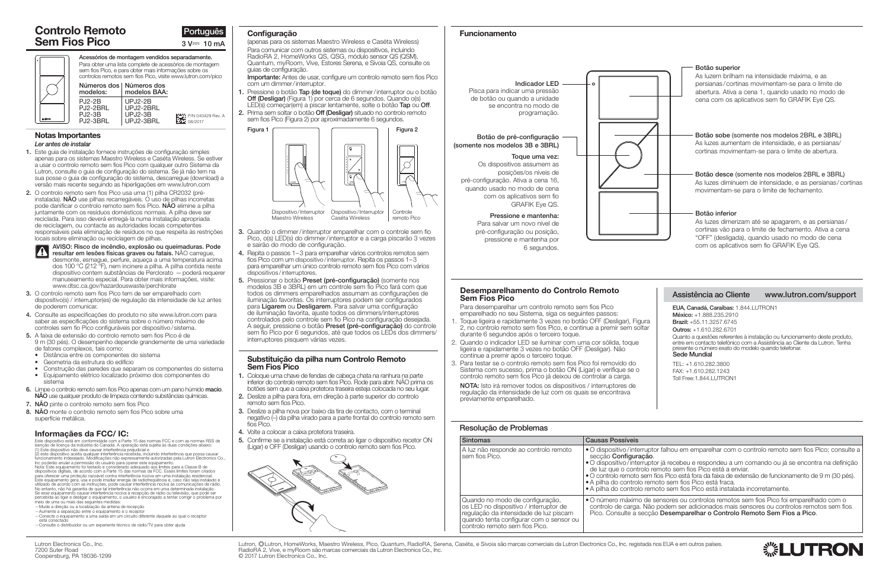# Controlo Remoto Sem Fios Pico

Português

3 V⎓ 10 mA

**Acessórios de montagem vendidos separadamente.**
Para obter uma lista complete de acessórios de montagem sem fios Pico, e para obter mais informações sobre os controlos remotos sem fios Pico, visite www.lutron.com/pico

| Números dos modelos: | Números dos modelos BAA: |
|---|---|
| PJ2-2B | UPJ2-2B |
| PJ2-2BRL | UPJ2-2BRL |
| PJ2-3B | UPJ2-3B |
| PJ2-3BRL | UPJ2-3BRL |

P/N 040429 Rev. A 08/2017

## Notas Importantes

*Ler antes de instalar*

1. Este guia de instalação fornece instruções de configuração simples apenas para os sistemas Maestro Wireless e Caséta Wireless. Se estiver a usar o controlo remoto sem fios Pico com qualquer outro Sistema da Lutron, consulte o guia de configuração do sistema. Se já não tem na sua posse o guia de configuração do sistema, descarregue (download) a versão mais recente seguindo as hiperligações em www.lutron.com
2. O controlo remoto sem fios Pico usa uma (1) pilha CR2032 (pré-instalada). **NÃO** use pilhas recarregáveis. O uso de pilhas incorretas pode danificar o controlo remoto sem fios Pico. **NÃO** elimine a pilha juntamente com os resíduos domésticos normais. A pilha deve ser reciclada. Para isso deverá entregá-la numa instalação apropriada de reciclagem, ou contacte as autoridades locais competentes responsáveis pela eliminação de resíduos no que respeita às restrições locais sobre eliminação ou reciclagem de pilhas.

   **AVISO: Risco de incêndio, explosão ou queimaduras. Pode resultar em lesões físicas graves ou fatais.** NÃO carregue, desmonte, esmague, perfure, aqueça a uma temperatura acima dos 100 °C (212 °F), nem incinere a pilha. A pilha contida neste dispositivo contem substâncias de Perclorato — poderá requerer manuseamento especial. Para obter mais informações, visite: www.dtsc.ca.gov/hazardouswaste/perchlorate
3. O controlo remoto sem fios Pico tem de ser emparelhado com dispositivo(s) / interruptor(es) de regulação da intensidade de luz antes de poderem comunicar.
4. Consulte as especificações do produto no site www.lutron.com para saber as especificações do sistema sobre o número máximo de controles sem fio Pico configuráveis por dispositivo / sistema.
5. A faixa de extensão do controlo remoto sem fios Pico é de 9 m (30 pés). O desempenho depende grandemente de uma variedade de fatores complexos, tais como:
   - Distância entre os componentes do sistema
   - Geometria da estrutura do edifício
   - Construção das paredes que separam os componentes do sistema
   - Equipamento elétrico localizado próximo dos componentes do sistema
6. Limpe o controlo remoto sem fios Pico apenas com um pano húmido **macio**. **NÃO** use qualquer produto de limpeza contendo substâncias químicas.
7. **NÃO** pinte o controlo remoto sem fios Pico
8. **NÃO** monte o controlo remoto sem fios Pico sobre uma superfície metálica.

## Informações da FCC/ IC:

Este dispositivo está em conformidade com a Parte 15 das normas FCC e com as normas RSS de isenção de licença da indústria do Canadá. A operação está sujeita às duas condições abaixo: (1) Este dispositivo não deve causar interferência prejudicial e (2) este dispositivo aceita qualquer interferência recebida, incluindo interferência que possa causar funcionamento indesejado. Modificações não expressamente autorizadas pela Lutron Electronics Co., Inc poderão anular a permissão do usuário para operar este equipamento.
Nota: Este equipamento foi testado e considerado adequado aos limites para a Classe B de dispositivos digitais, de acordo com a Parte 15 das normas da FCC. Esses limites foram criados para oferecer uma proteção razoável contra interferência nociva em uma instalação residencial. Este equipamento gera, usa e pode irradiar energia de radiofrequência e, caso não seja instalado e utilizado de acordo com as instruções, pode causar interferência nociva às comunicações de rádio. No entanto, não há garantia de que tal interferência não ocorra em uma determinada instalação. Se esse equipamento causar interferência nociva à recepção de rádio ou televisão, que pode ser percebida ao ligar e desligar o equipamento, o usuário é encorajado a tentar corrigir o problema por meio de uma ou mais das seguintes medidas:
—Mude a direção ou a localização da antena de recepção
—Aumente a separação entre o equipamento e o receptor
—Conecte o equipamento a uma saída em um circuito diferente daquele ao qual o receptor está conectado
—Consulte o distribuidor ou um experiente técnico de rádio/TV para obter ajuda

## Configuração

(apenas para os sistemas Maestro Wireless e Caséta Wireless)
Para comunicar com outros sistemas ou dispositivos, incluindo RadioRA 2, HomeWorks QS, QSG, módulo sensor QS (QSM), Quantum, myRoom, Vive, Estores Serena, e Sivoia QS, consulte os guias de configuração.
**Importante:** Antes de usar, configure um controlo remoto sem fios Pico com um dimmer / interruptor.

1. Pressione o botão **Tap (de toque)** do dimmer / interruptor ou o botão **Off (Desligar)** (Figura 1) por cerca de 6 segundos. Quando o(s) LED(s) começar(em) a piscar lentamente, solte o botão **Tap** ou **Off**.
2. Prima sem soltar o botão **Off (Desligar)** situado no controlo remoto sem fios Pico (Figura 2) por aproximadamente 6 segundos.

Figura 1 — Dispositivo / Interruptor Maestro Wireless; Dispositivo / Interruptor Caséta Wireless
Figura 2 — Controle remoto Pico

3. Quando o dimmer / interruptor emparelhar com o controle sem fio Pico, o(s) LED(s) do dimmer / interruptor e a carga piscarão 3 vezes e sairão do modo de configuração.
4. Repita o passos 1–3 para emparelhar vários controles remotos sem fios Pico com um dispositivo / interruptor. Repita os passos 1–3 para emparelhar um único controlo remoto sem fios Pico com vários dispositivos / interruptores.
5. Pressionar o botão **Preset (pré-configuração)** (somente nos modelos 3B e 3BRL) em um controle sem fio Pico fará com que todos os dimmers emparelhados assumam as configurações de iluminação favoritas. Os interruptores podem ser configurados para **Ligarem** ou **Desligarem**. Para salvar uma configuração de iluminação favorita, ajuste todos os dimmers/interruptores controlados pelo controle sem fio Pico na configuração desejada. A seguir, pressione o botão **Preset (pré-configuração)** do controle sem fio Pico por 6 segundos, até que todos os LEDs dos dimmers/ interruptores pisquem várias vezes.

## Substituição da pilha num Controlo Remoto Sem Fios Pico

1. Coloque uma chave de fendas de cabeça chata na ranhura na parte inferior do controlo remoto sem fios Pico. Rode para abrir. NÃO prima os botões sem que a caixa protetora traseira esteja colocada no seu lugar.
2. Deslize a pilha para fora, em direção à parte superior do controlo remoto sem fios Pico.
3. Deslize a pilha nova por baixo da tira de contacto, com o terminal negativo (–) da pilha virado para a parte frontal do controlo remoto sem fios Pico.
4. Volte a colocar a caixa protetora traseira.
5. Confirme se a instalação está correta ao ligar o dispositivo recetor ON (Ligar) e OFF (Desligar) usando o controlo remoto sem fios Pico.

## Funcionamento

**Indicador LED**
Pisca para indicar uma pressão de botão ou quando a unidade se encontra no modo de programação.

**Botão de pré-configuração (somente nos modelos 3B e 3BRL)**

**Toque uma vez:**
Os dispositivos assumem as posições/os níveis de pré-configuração. Ativa a cena 16, quando usado no modo de cena com os aplicativos sem fio GRAFIK Eye QS.

**Pressione e mantenha:**
Para salvar um novo nível de pré-configuração ou posição, pressione e mantenha por 6 segundos.

**Botão superior**
As luzem brilham na intensidade máxima, e as persianas / cortinas movimentam-se para o limite de abertura. Ativa a cena 1, quando usado no modo de cena com os aplicativos sem fio GRAFIK Eye QS.

**Botão sobe** (somente nos modelos 2BRL e 3BRL)
As luzes aumentam de intensidade, e as persianas/ cortinas movimentam-se para o limite de abertura.

**Botão desce** (somente nos modelos 2BRL e 3BRL)
As luzes diminuem de intensidade, e as persianas / cortinas movimentam-se para o limite de fechamento.

**Botão inferior**
As luzes dimerizam até se apagarem, e as persianas / cortinas vão para o limite de fechamento. Ativa a cena "OFF" (desligada), quando usado no modo de cena com os aplicativos sem fio GRAFIK Eye QS.

## Desemparelhamento do Controlo Remoto Sem Fios Pico

Para desemparelhar um controlo remoto sem fios Pico emparelhado no seu Sistema, siga os seguintes passos:

1. Toque ligeira e rapidamente 3 vezes no botão OFF (Desligar), Figura 2, no controlo remoto sem fios Pico, e continue a premir sem soltar durante 6 segundos após o terceiro toque.
2. Quando o indicador LED se iluminar com uma cor sólida, toque ligeira e rapidamente 3 vezes no botão OFF (Desligar). Não continue a premir após o terceiro toque.
3. Para testar se o controlo remoto sem fios Pico foi removido do Sistema com sucesso, prima o botão ON (Ligar) e verifique se o controlo remoto sem fios Pico já deixou de controlar a carga.

**NOTA:** Isto irá remover todos os dispositivos / interruptores de regulação da intensidade de luz com os quais se encontrava previamente emparelhado.

## Assistência ao Cliente www.lutron.com/support

**EUA, Canadá, Caraíbas:** 1.844.LUTRON1
**México:** +1.888.235.2910
**Brazil:** +55.11.3257.6745
**Outros:** +1.610.282.6701

Quanto a questões referentes à instalação ou funcionamento deste produto, entre em contacto telefónico com a Assistência ao Cliente da Lutron. Tenha presente o número exato do modelo quando telefonar.

**Sede Mundial**
TEL: +1.610.282.3800
FAX: +1.610.282.1243
Toll Free:1.844.LUTRON1

## Resolução de Problemas

| Sintomas | Causas Possíveis |
|---|---|
| A luz não responde ao controlo remoto sem fios Pico. | • O dispositivo / interruptor falhou em emparelhar com o controlo remoto sem fios Pico; consulte a secção **Configuração**. • O dispositivo / interruptor já recebeu e respondeu a um comando ou já se encontra na definição de luz que o controlo remoto sem fios Pico está a enviar. • O controlo remoto sem fios Pico está fora da faixa de extensão de funcionamento de 9 m (30 pés). • A pilha do controlo remoto sem fios Pico está fraca. • A pilha do controlo remoto sem fios Pico está instalada incorretamente. |
| Quando no modo de configuração, os LED no dispositivo / interruptor de regulação da intensidade de luz piscam quando tenta configurar com o sensor ou controlo remoto sem fios Pico. | • O número máximo de sensores ou controlos remotos sem fios Pico foi emparelhado com o controlo de carga. Não podem ser adicionados mais sensores ou controlos remotos sem fios Pico. Consulte a secção **Desemparelhar o Controlo Remoto Sem Fios a Pico**. |

Lutron Electronics Co., Inc.
7200 Suter Road
Coopersburg, PA 18036-1299

Lutron, Lutron, HomeWorks, Maestro Wireless, Pico, Quantum, RadioRA, Serena, Caséta, e Sivoia são marcas comerciais da Lutron Electronics Co., Inc. registada nos EUA e em outros países.
RadioRA 2, Vive, e myRoom são marcas comerciais da Lutron Electronics Co., Inc.
© 2017 Lutron Electronics Co., Inc.

LUTRON